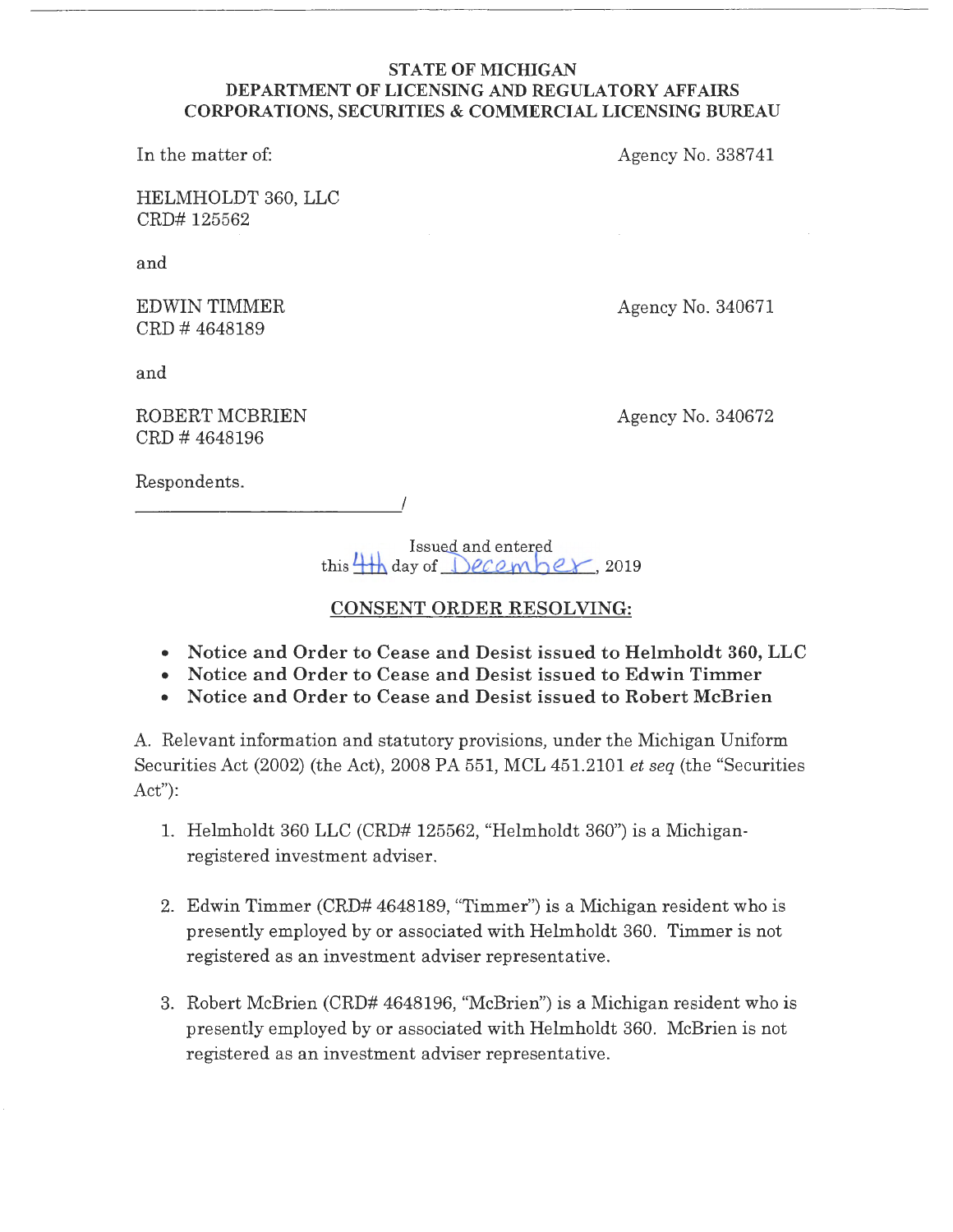**STATE OF MICHIGAN**
**DEPARTMENT OF LICENSING AND REGULATORY AFFAIRS**
**CORPORATIONS, SECURITIES & COMMERCIAL LICENSING BUREAU**

In the matter of: Agency No. 338741

HELMHOLDT 360, LLC
CRD# 125562

and

EDWIN TIMMER Agency No. 340671
CRD # 4648189

and

ROBERT MCBRIEN Agency No. 340672
CRD # 4648196

Respondents.
_____________________________/

Issued and entered
this 4th day of December, 2019

## CONSENT ORDER RESOLVING:

- **Notice and Order to Cease and Desist issued to Helmholdt 360, LLC**
- **Notice and Order to Cease and Desist issued to Edwin Timmer**
- **Notice and Order to Cease and Desist issued to Robert McBrien**

A. Relevant information and statutory provisions, under the Michigan Uniform Securities Act (2002) (the Act), 2008 PA 551, MCL 451.2101 *et seq* (the "Securities Act"):

1. Helmholdt 360 LLC (CRD# 125562, "Helmholdt 360") is a Michigan-registered investment adviser.

2. Edwin Timmer (CRD# 4648189, "Timmer") is a Michigan resident who is presently employed by or associated with Helmholdt 360. Timmer is not registered as an investment adviser representative.

3. Robert McBrien (CRD# 4648196, "McBrien") is a Michigan resident who is presently employed by or associated with Helmholdt 360. McBrien is not registered as an investment adviser representative.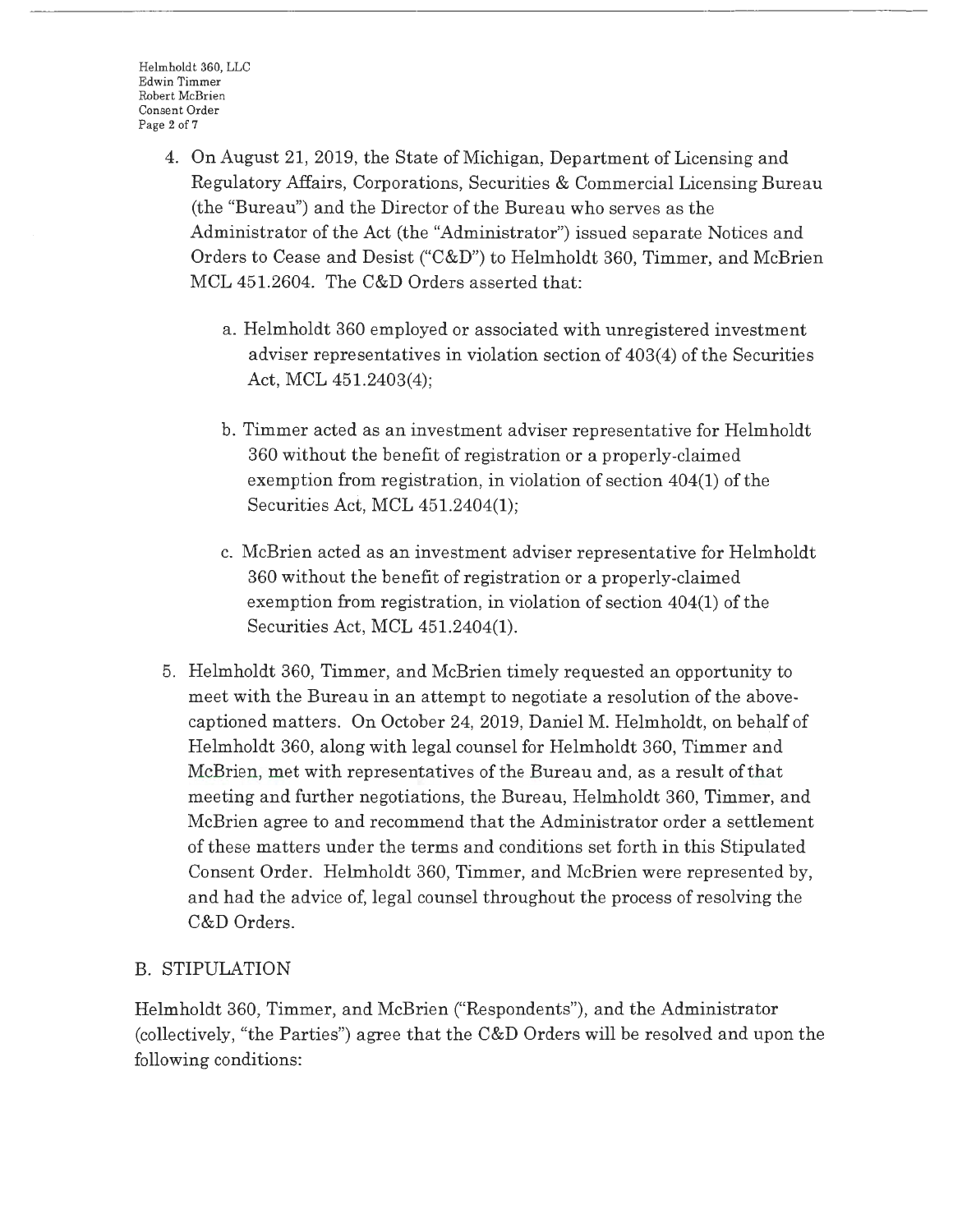4. On August 21, 2019, the State of Michigan, Department of Licensing and Regulatory Affairs, Corporations, Securities & Commercial Licensing Bureau (the "Bureau") and the Director of the Bureau who serves as the Administrator of the Act (the "Administrator") issued separate Notices and Orders to Cease and Desist ("C&D") to Helmholdt 360, Timmer, and McBrien MCL 451.2604. The C&D Orders asserted that:

    a. Helmholdt 360 employed or associated with unregistered investment adviser representatives in violation section of 403(4) of the Securities Act, MCL 451.2403(4);

    b. Timmer acted as an investment adviser representative for Helmholdt 360 without the benefit of registration or a properly-claimed exemption from registration, in violation of section 404(1) of the Securities Act, MCL 451.2404(1);

    c. McBrien acted as an investment adviser representative for Helmholdt 360 without the benefit of registration or a properly-claimed exemption from registration, in violation of section 404(1) of the Securities Act, MCL 451.2404(1).

5. Helmholdt 360, Timmer, and McBrien timely requested an opportunity to meet with the Bureau in an attempt to negotiate a resolution of the above-captioned matters. On October 24, 2019, Daniel M. Helmholdt, on behalf of Helmholdt 360, along with legal counsel for Helmholdt 360, Timmer and McBrien, met with representatives of the Bureau and, as a result of that meeting and further negotiations, the Bureau, Helmholdt 360, Timmer, and McBrien agree to and recommend that the Administrator order a settlement of these matters under the terms and conditions set forth in this Stipulated Consent Order. Helmholdt 360, Timmer, and McBrien were represented by, and had the advice of, legal counsel throughout the process of resolving the C&D Orders.

## B. STIPULATION

Helmholdt 360, Timmer, and McBrien ("Respondents"), and the Administrator (collectively, "the Parties") agree that the C&D Orders will be resolved and upon the following conditions: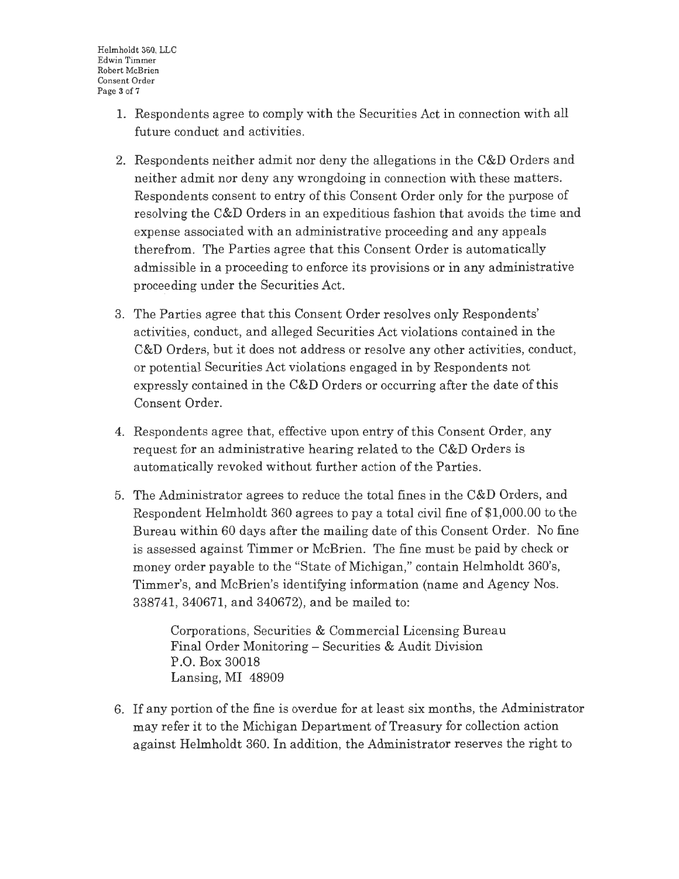1. Respondents agree to comply with the Securities Act in connection with all future conduct and activities.

2. Respondents neither admit nor deny the allegations in the C&D Orders and neither admit nor deny any wrongdoing in connection with these matters. Respondents consent to entry of this Consent Order only for the purpose of resolving the C&D Orders in an expeditious fashion that avoids the time and expense associated with an administrative proceeding and any appeals therefrom. The Parties agree that this Consent Order is automatically admissible in a proceeding to enforce its provisions or in any administrative proceeding under the Securities Act.

3. The Parties agree that this Consent Order resolves only Respondents' activities, conduct, and alleged Securities Act violations contained in the C&D Orders, but it does not address or resolve any other activities, conduct, or potential Securities Act violations engaged in by Respondents not expressly contained in the C&D Orders or occurring after the date of this Consent Order.

4. Respondents agree that, effective upon entry of this Consent Order, any request for an administrative hearing related to the C&D Orders is automatically revoked without further action of the Parties.

5. The Administrator agrees to reduce the total fines in the C&D Orders, and Respondent Helmholdt 360 agrees to pay a total civil fine of $1,000.00 to the Bureau within 60 days after the mailing date of this Consent Order. No fine is assessed against Timmer or McBrien. The fine must be paid by check or money order payable to the "State of Michigan," contain Helmholdt 360's, Timmer's, and McBrien's identifying information (name and Agency Nos. 338741, 340671, and 340672), and be mailed to:

   Corporations, Securities & Commercial Licensing Bureau
   Final Order Monitoring – Securities & Audit Division
   P.O. Box 30018
   Lansing, MI 48909

6. If any portion of the fine is overdue for at least six months, the Administrator may refer it to the Michigan Department of Treasury for collection action against Helmholdt 360. In addition, the Administrator reserves the right to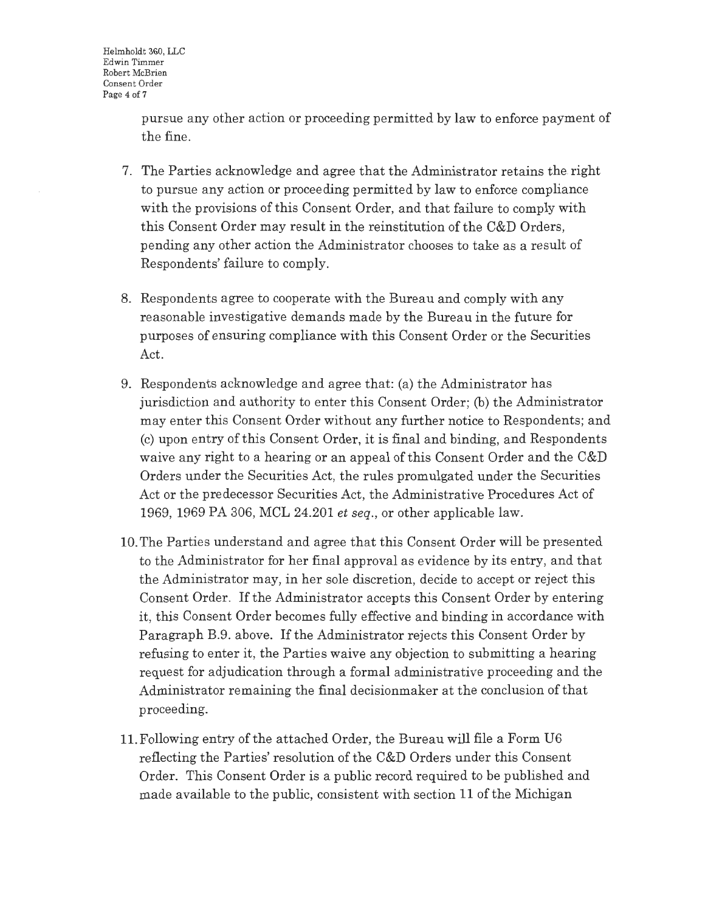pursue any other action or proceeding permitted by law to enforce payment of the fine.

7. The Parties acknowledge and agree that the Administrator retains the right to pursue any action or proceeding permitted by law to enforce compliance with the provisions of this Consent Order, and that failure to comply with this Consent Order may result in the reinstitution of the C&D Orders, pending any other action the Administrator chooses to take as a result of Respondents' failure to comply.

8. Respondents agree to cooperate with the Bureau and comply with any reasonable investigative demands made by the Bureau in the future for purposes of ensuring compliance with this Consent Order or the Securities Act.

9. Respondents acknowledge and agree that: (a) the Administrator has jurisdiction and authority to enter this Consent Order; (b) the Administrator may enter this Consent Order without any further notice to Respondents; and (c) upon entry of this Consent Order, it is final and binding, and Respondents waive any right to a hearing or an appeal of this Consent Order and the C&D Orders under the Securities Act, the rules promulgated under the Securities Act or the predecessor Securities Act, the Administrative Procedures Act of 1969, 1969 PA 306, MCL 24.201 *et seq*., or other applicable law.

10. The Parties understand and agree that this Consent Order will be presented to the Administrator for her final approval as evidence by its entry, and that the Administrator may, in her sole discretion, decide to accept or reject this Consent Order. If the Administrator accepts this Consent Order by entering it, this Consent Order becomes fully effective and binding in accordance with Paragraph B.9. above. If the Administrator rejects this Consent Order by refusing to enter it, the Parties waive any objection to submitting a hearing request for adjudication through a formal administrative proceeding and the Administrator remaining the final decisionmaker at the conclusion of that proceeding.

11. Following entry of the attached Order, the Bureau will file a Form U6 reflecting the Parties' resolution of the C&D Orders under this Consent Order. This Consent Order is a public record required to be published and made available to the public, consistent with section 11 of the Michigan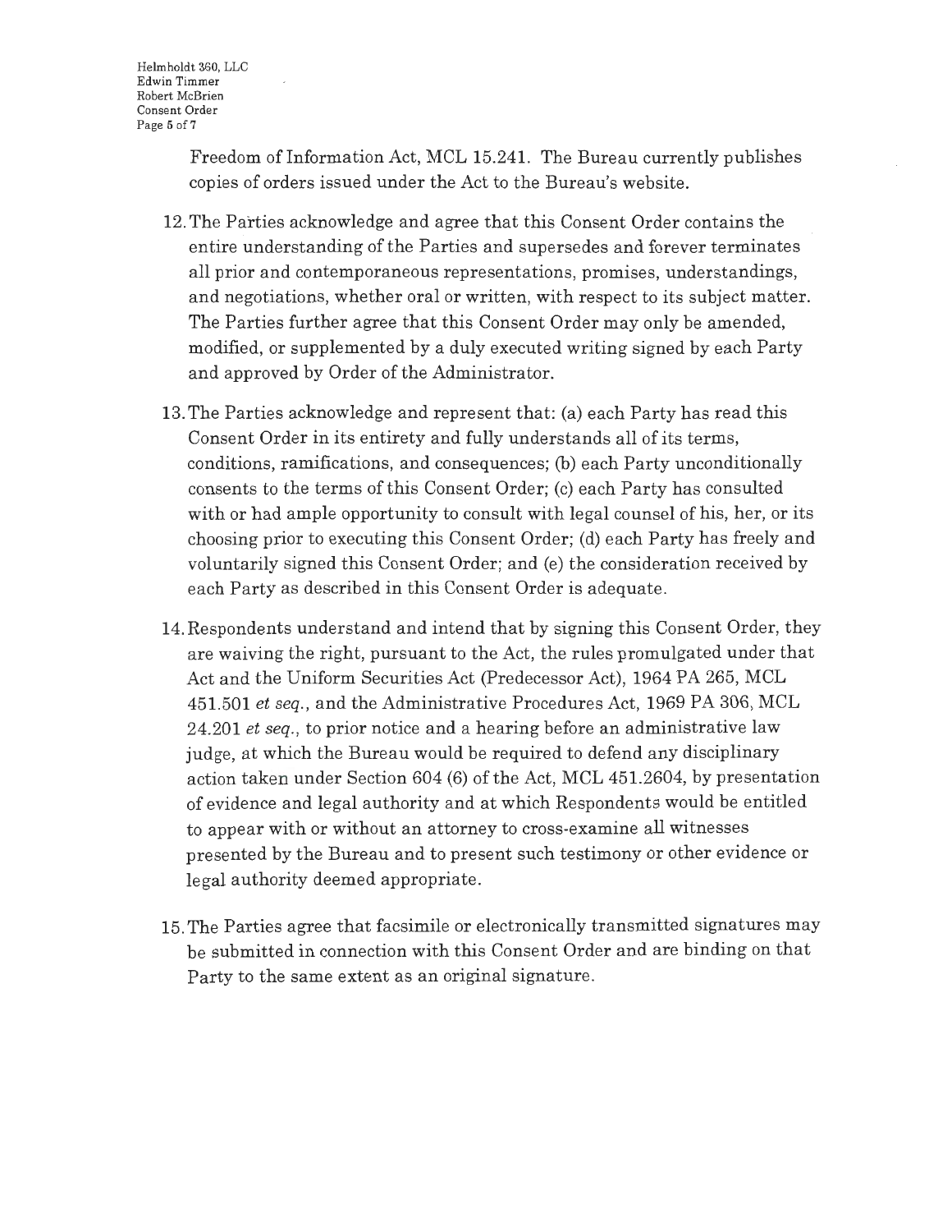Freedom of Information Act, MCL 15.241. The Bureau currently publishes copies of orders issued under the Act to the Bureau's website.

12. The Parties acknowledge and agree that this Consent Order contains the entire understanding of the Parties and supersedes and forever terminates all prior and contemporaneous representations, promises, understandings, and negotiations, whether oral or written, with respect to its subject matter. The Parties further agree that this Consent Order may only be amended, modified, or supplemented by a duly executed writing signed by each Party and approved by Order of the Administrator.

13. The Parties acknowledge and represent that: (a) each Party has read this Consent Order in its entirety and fully understands all of its terms, conditions, ramifications, and consequences; (b) each Party unconditionally consents to the terms of this Consent Order; (c) each Party has consulted with or had ample opportunity to consult with legal counsel of his, her, or its choosing prior to executing this Consent Order; (d) each Party has freely and voluntarily signed this Consent Order; and (e) the consideration received by each Party as described in this Consent Order is adequate.

14. Respondents understand and intend that by signing this Consent Order, they are waiving the right, pursuant to the Act, the rules promulgated under that Act and the Uniform Securities Act (Predecessor Act), 1964 PA 265, MCL 451.501 *et seq.*, and the Administrative Procedures Act, 1969 PA 306, MCL 24.201 *et seq.*, to prior notice and a hearing before an administrative law judge, at which the Bureau would be required to defend any disciplinary action taken under Section 604 (6) of the Act, MCL 451.2604, by presentation of evidence and legal authority and at which Respondents would be entitled to appear with or without an attorney to cross-examine all witnesses presented by the Bureau and to present such testimony or other evidence or legal authority deemed appropriate.

15. The Parties agree that facsimile or electronically transmitted signatures may be submitted in connection with this Consent Order and are binding on that Party to the same extent as an original signature.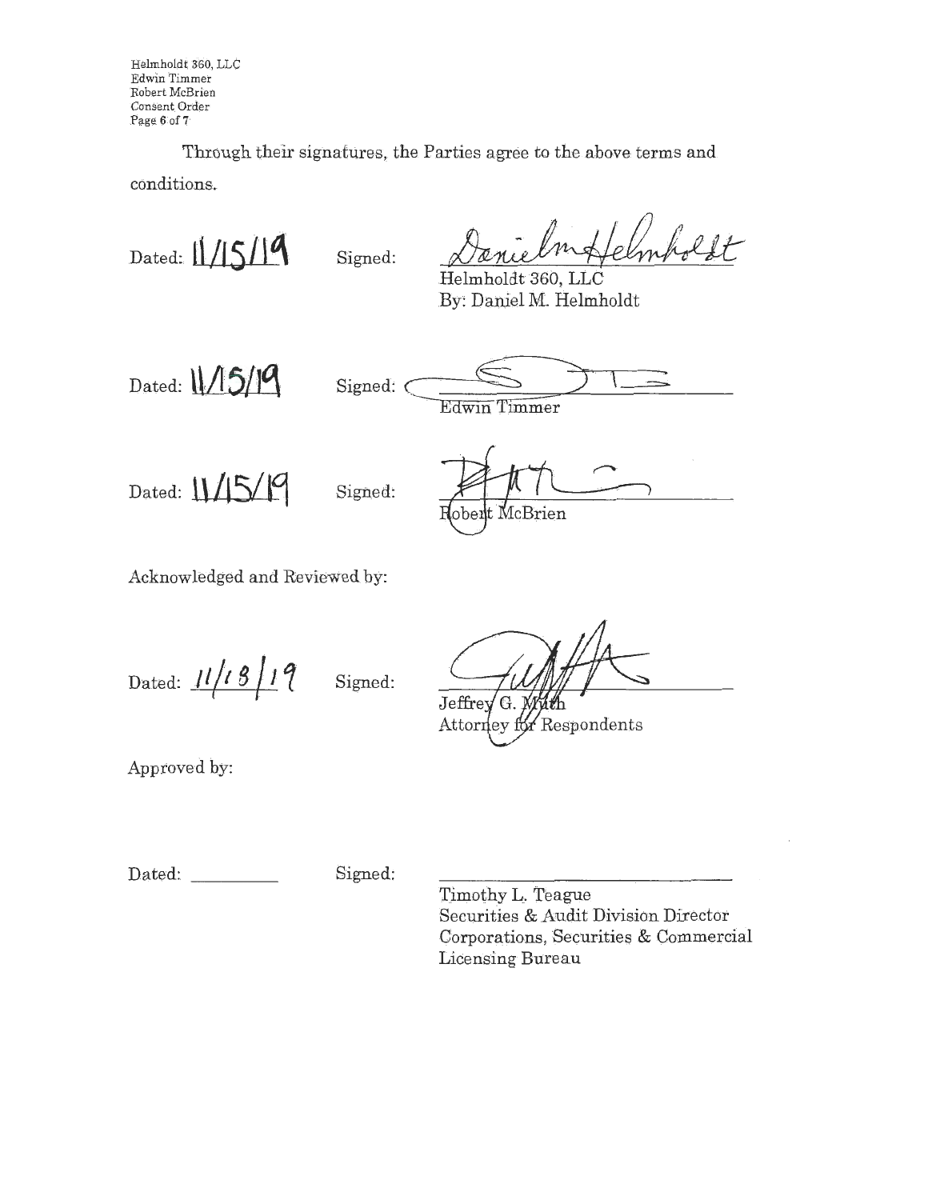Through their signatures, the Parties agree to the above terms and conditions.

Dated: 11/15/19 Signed: Daniel M. Helmholdt
Helmholdt 360, LLC
By: Daniel M. Helmholdt

Dated: 11/15/19 Signed: ______________________
Edwin Timmer

Dated: 11/15/19 Signed: ______________________
Robert McBrien

Acknowledged and Reviewed by:

Dated: 11/18/19 Signed: ______________________
Jeffrey G. Muth
Attorney for Respondents

Approved by:

Dated: __________ Signed: ______________________
Timothy L. Teague
Securities & Audit Division Director
Corporations, Securities & Commercial Licensing Bureau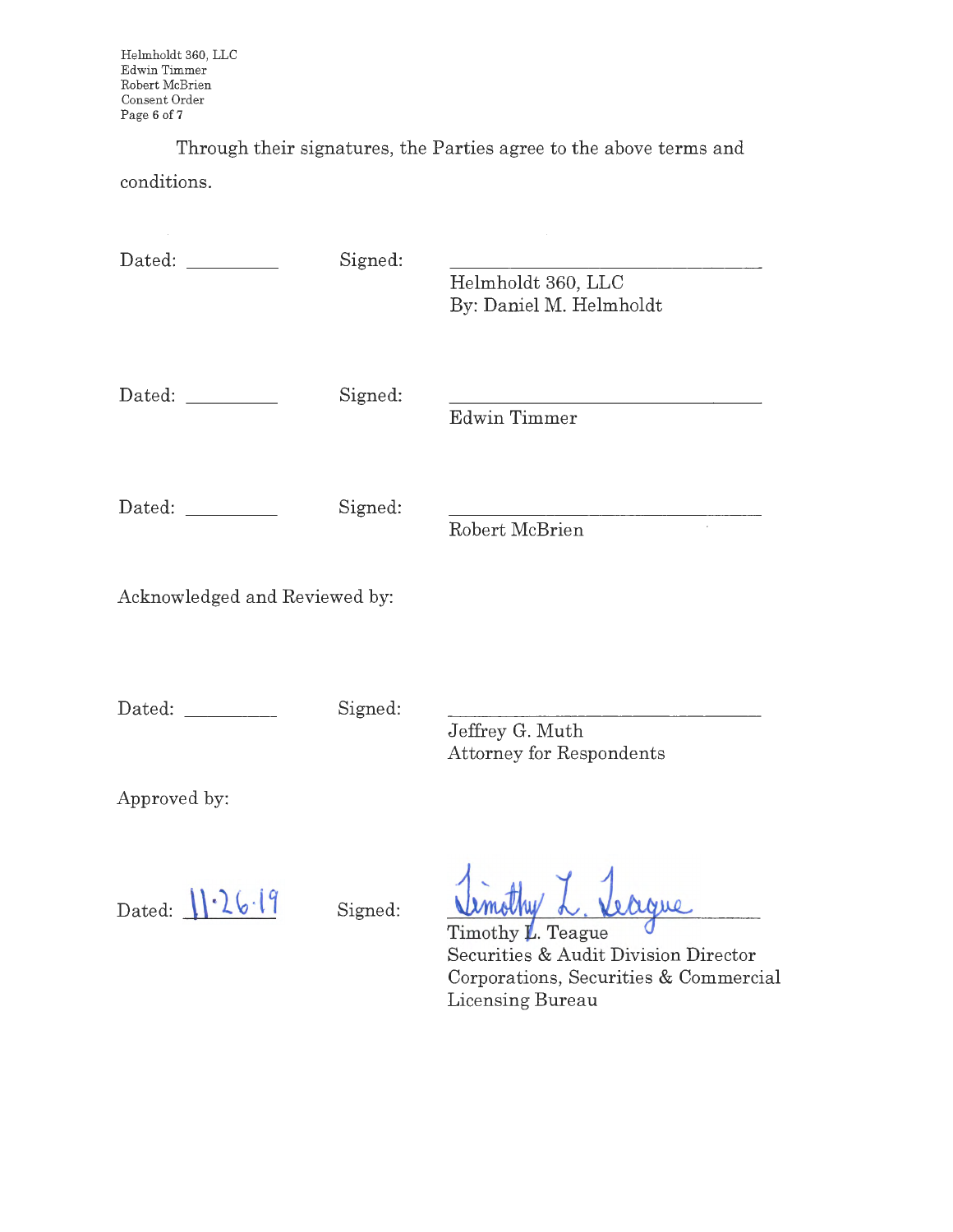Through their signatures, the Parties agree to the above terms and conditions.

Dated: __________ Signed: ______________________________
Helmholdt 360, LLC
By: Daniel M. Helmholdt

Dated: __________ Signed: ______________________________
Edwin Timmer

Dated: __________ Signed: ______________________________
Robert McBrien

Acknowledged and Reviewed by:

Dated: __________ Signed: ______________________________
Jeffrey G. Muth
Attorney for Respondents

Approved by:

Dated: 11-26-19 Signed: Timothy L. Teague
Timothy L. Teague
Securities & Audit Division Director
Corporations, Securities & Commercial Licensing Bureau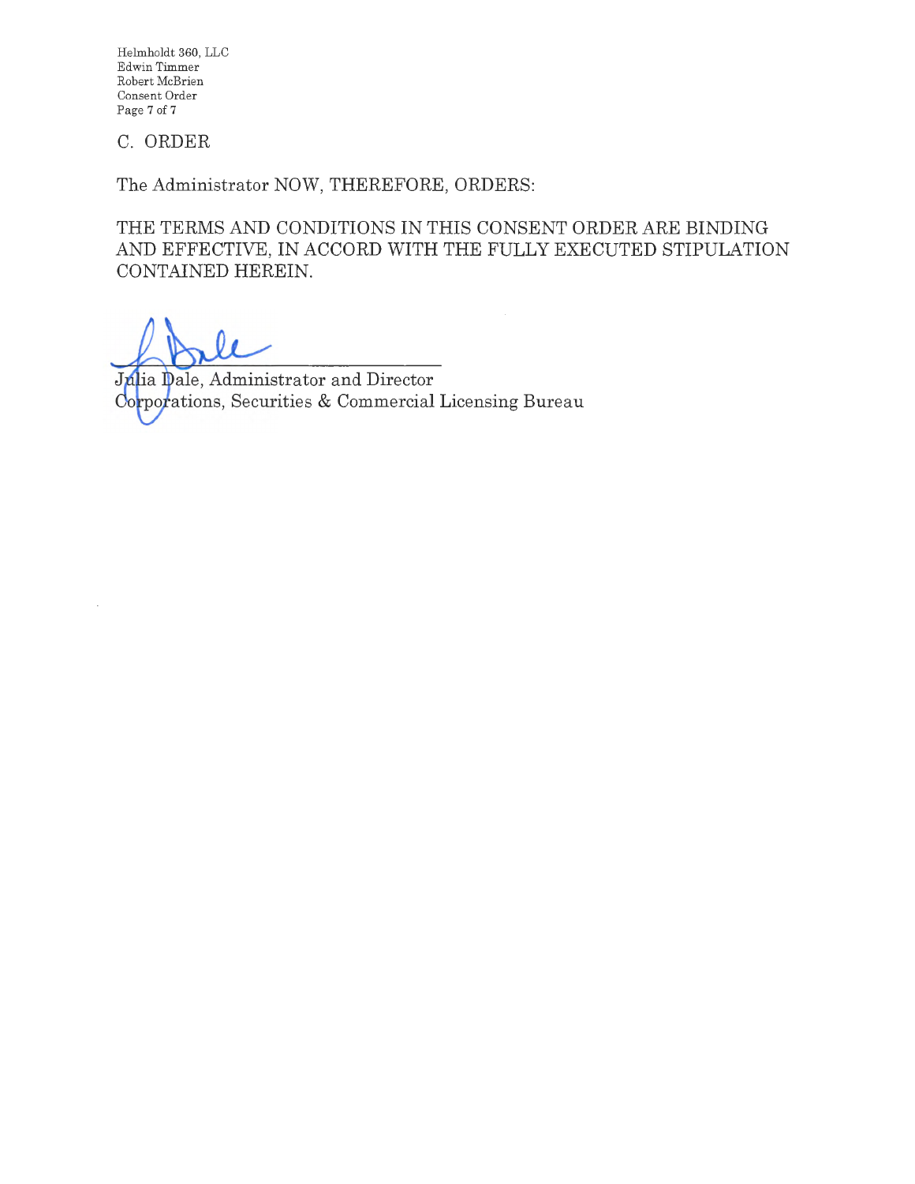## C. ORDER

The Administrator NOW, THEREFORE, ORDERS:

THE TERMS AND CONDITIONS IN THIS CONSENT ORDER ARE BINDING AND EFFECTIVE, IN ACCORD WITH THE FULLY EXECUTED STIPULATION CONTAINED HEREIN.

Julia Dale, Administrator and Director  
Corporations, Securities & Commercial Licensing Bureau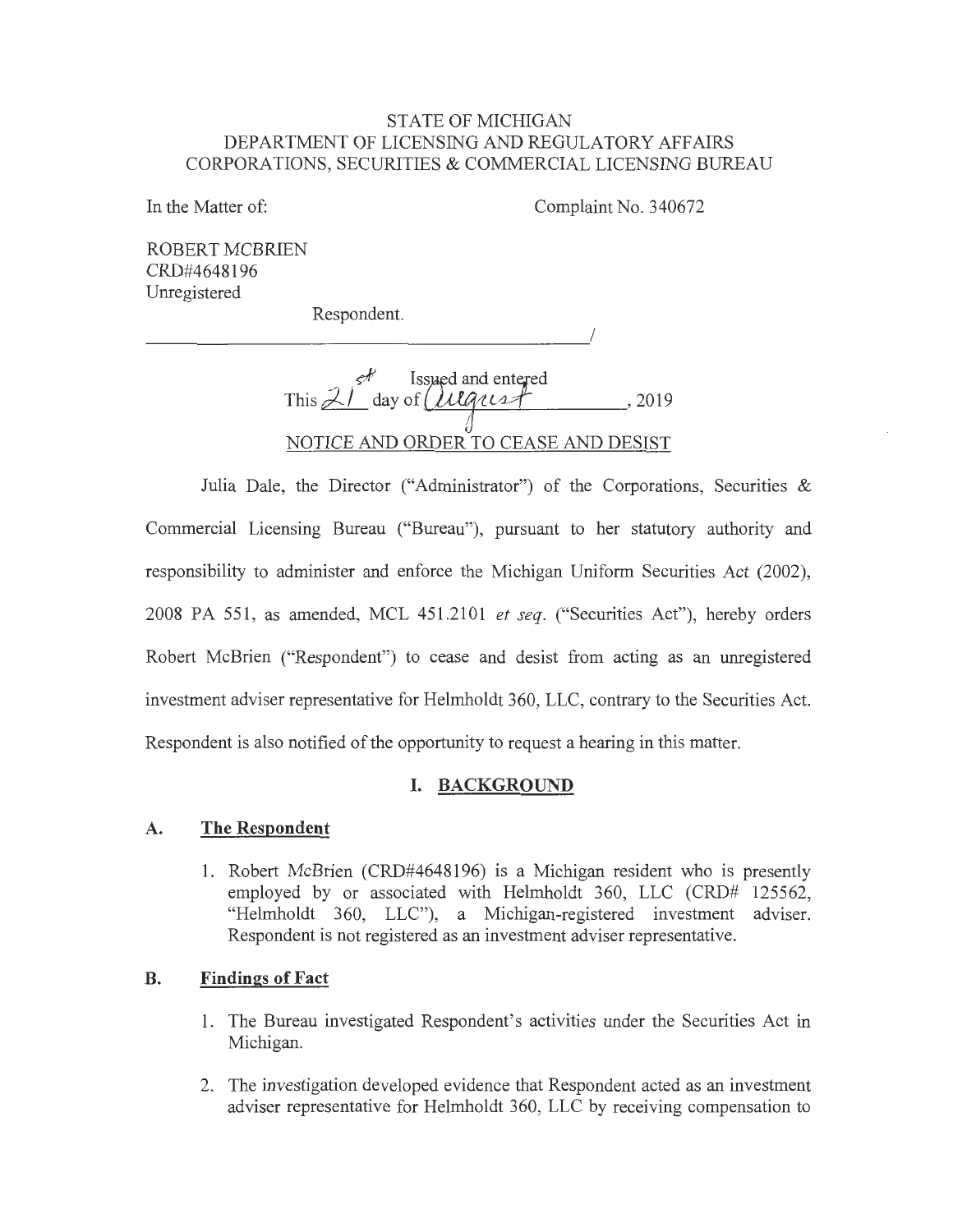STATE OF MICHIGAN
DEPARTMENT OF LICENSING AND REGULATORY AFFAIRS
CORPORATIONS, SECURITIES & COMMERCIAL LICENSING BUREAU

In the Matter of:

Complaint No. 340672

ROBERT MCBRIEN
CRD#4648196
Unregistered

Respondent.

_______________________________________/

Issued and entered
This 21st day of August, 2019

NOTICE AND ORDER TO CEASE AND DESIST

Julia Dale, the Director ("Administrator") of the Corporations, Securities & Commercial Licensing Bureau ("Bureau"), pursuant to her statutory authority and responsibility to administer and enforce the Michigan Uniform Securities Act (2002), 2008 PA 551, as amended, MCL 451.2101 *et seq.* ("Securities Act"), hereby orders Robert McBrien ("Respondent") to cease and desist from acting as an unregistered investment adviser representative for Helmholdt 360, LLC, contrary to the Securities Act. Respondent is also notified of the opportunity to request a hearing in this matter.

## I. BACKGROUND

### A. The Respondent

1. Robert McBrien (CRD#4648196) is a Michigan resident who is presently employed by or associated with Helmholdt 360, LLC (CRD# 125562, "Helmholdt 360, LLC"), a Michigan-registered investment adviser. Respondent is not registered as an investment adviser representative.

### B. Findings of Fact

1. The Bureau investigated Respondent's activities under the Securities Act in Michigan.
2. The investigation developed evidence that Respondent acted as an investment adviser representative for Helmholdt 360, LLC by receiving compensation to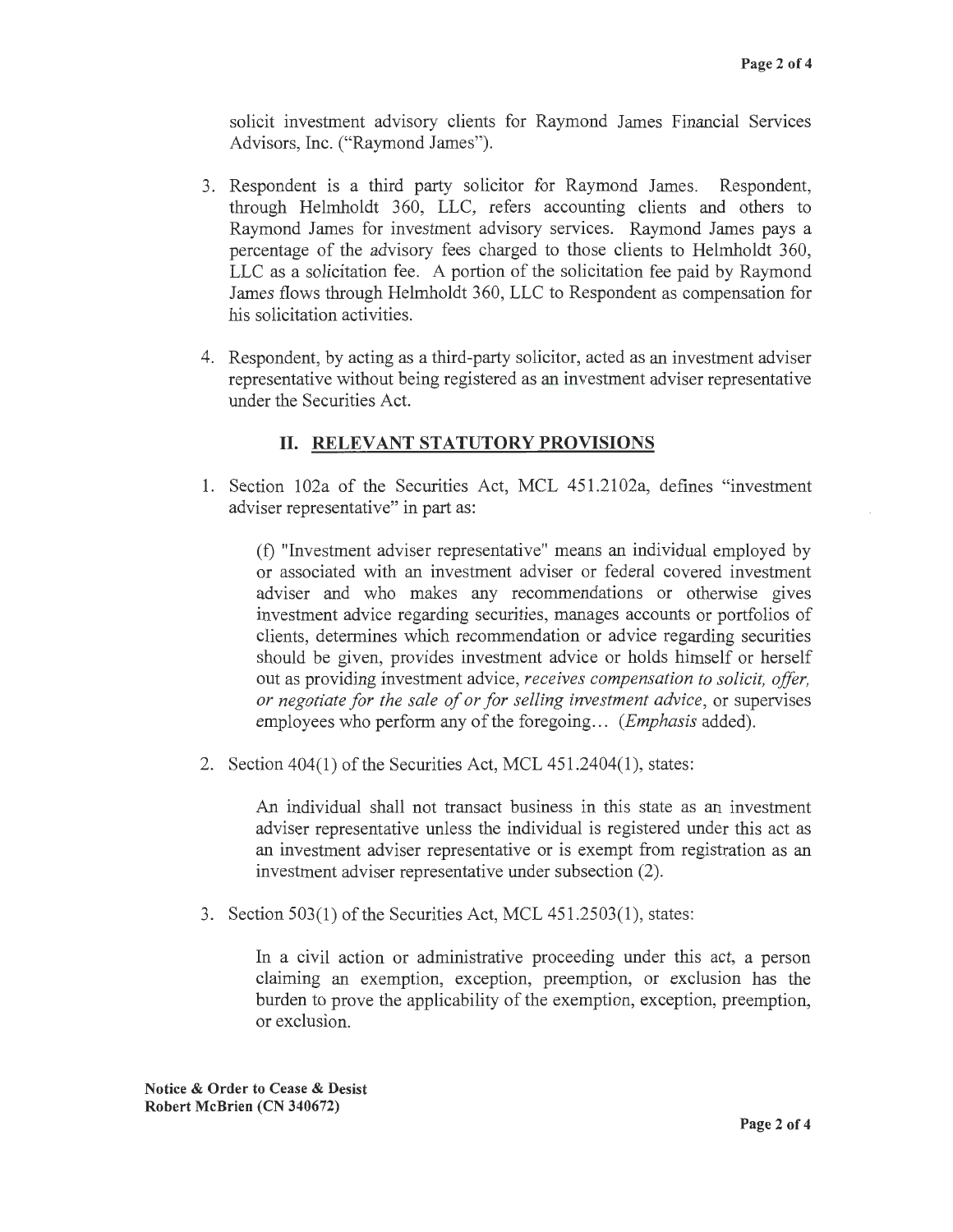solicit investment advisory clients for Raymond James Financial Services Advisors, Inc. ("Raymond James").

3. Respondent is a third party solicitor for Raymond James. Respondent, through Helmholdt 360, LLC, refers accounting clients and others to Raymond James for investment advisory services. Raymond James pays a percentage of the advisory fees charged to those clients to Helmholdt 360, LLC as a solicitation fee. A portion of the solicitation fee paid by Raymond James flows through Helmholdt 360, LLC to Respondent as compensation for his solicitation activities.

4. Respondent, by acting as a third-party solicitor, acted as an investment adviser representative without being registered as an investment adviser representative under the Securities Act.

## II. RELEVANT STATUTORY PROVISIONS

1. Section 102a of the Securities Act, MCL 451.2102a, defines "investment adviser representative" in part as:

   (f) "Investment adviser representative" means an individual employed by or associated with an investment adviser or federal covered investment adviser and who makes any recommendations or otherwise gives investment advice regarding securities, manages accounts or portfolios of clients, determines which recommendation or advice regarding securities should be given, provides investment advice or holds himself or herself out as providing investment advice, *receives compensation to solicit, offer, or negotiate for the sale of or for selling investment advice*, or supervises employees who perform any of the foregoing… (*Emphasis* added).

2. Section 404(1) of the Securities Act, MCL 451.2404(1), states:

   An individual shall not transact business in this state as an investment adviser representative unless the individual is registered under this act as an investment adviser representative or is exempt from registration as an investment adviser representative under subsection (2).

3. Section 503(1) of the Securities Act, MCL 451.2503(1), states:

   In a civil action or administrative proceeding under this act, a person claiming an exemption, exception, preemption, or exclusion has the burden to prove the applicability of the exemption, exception, preemption, or exclusion.

**Notice & Order to Cease & Desist**
**Robert McBrien (CN 340672)**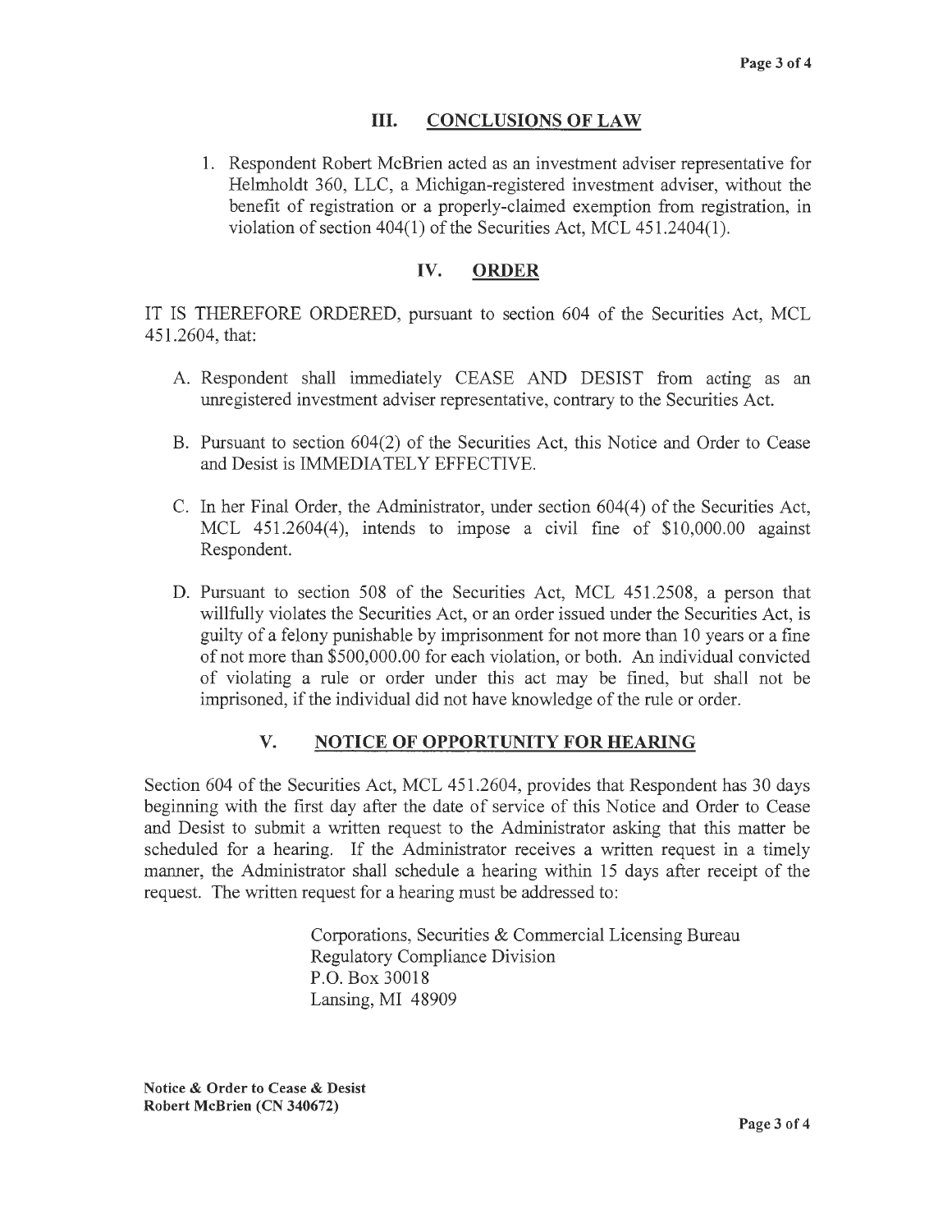## III. CONCLUSIONS OF LAW

1. Respondent Robert McBrien acted as an investment adviser representative for Helmholdt 360, LLC, a Michigan-registered investment adviser, without the benefit of registration or a properly-claimed exemption from registration, in violation of section 404(1) of the Securities Act, MCL 451.2404(1).

## IV. ORDER

IT IS THEREFORE ORDERED, pursuant to section 604 of the Securities Act, MCL 451.2604, that:

A. Respondent shall immediately CEASE AND DESIST from acting as an unregistered investment adviser representative, contrary to the Securities Act.

B. Pursuant to section 604(2) of the Securities Act, this Notice and Order to Cease and Desist is IMMEDIATELY EFFECTIVE.

C. In her Final Order, the Administrator, under section 604(4) of the Securities Act, MCL 451.2604(4), intends to impose a civil fine of $10,000.00 against Respondent.

D. Pursuant to section 508 of the Securities Act, MCL 451.2508, a person that willfully violates the Securities Act, or an order issued under the Securities Act, is guilty of a felony punishable by imprisonment for not more than 10 years or a fine of not more than $500,000.00 for each violation, or both. An individual convicted of violating a rule or order under this act may be fined, but shall not be imprisoned, if the individual did not have knowledge of the rule or order.

## V. NOTICE OF OPPORTUNITY FOR HEARING

Section 604 of the Securities Act, MCL 451.2604, provides that Respondent has 30 days beginning with the first day after the date of service of this Notice and Order to Cease and Desist to submit a written request to the Administrator asking that this matter be scheduled for a hearing. If the Administrator receives a written request in a timely manner, the Administrator shall schedule a hearing within 15 days after receipt of the request. The written request for a hearing must be addressed to:

Corporations, Securities & Commercial Licensing Bureau
Regulatory Compliance Division
P.O. Box 30018
Lansing, MI 48909

**Notice & Order to Cease & Desist**
**Robert McBrien (CN 340672)**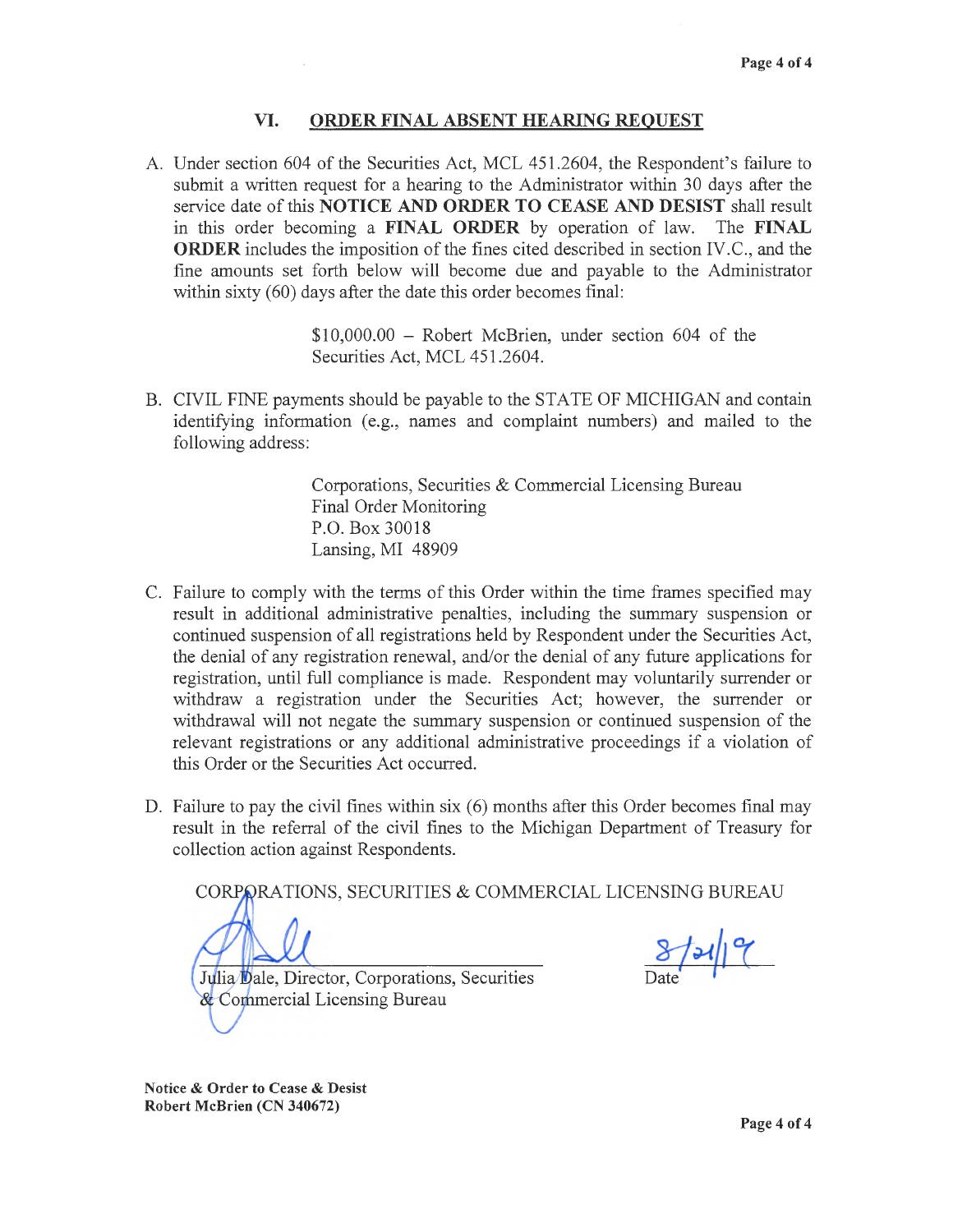## VI. ORDER FINAL ABSENT HEARING REQUEST

A. Under section 604 of the Securities Act, MCL 451.2604, the Respondent's failure to submit a written request for a hearing to the Administrator within 30 days after the service date of this **NOTICE AND ORDER TO CEASE AND DESIST** shall result in this order becoming a **FINAL ORDER** by operation of law. The **FINAL ORDER** includes the imposition of the fines cited described in section IV.C., and the fine amounts set forth below will become due and payable to the Administrator within sixty (60) days after the date this order becomes final:

> $10,000.00 – Robert McBrien, under section 604 of the Securities Act, MCL 451.2604.

B. CIVIL FINE payments should be payable to the STATE OF MICHIGAN and contain identifying information (e.g., names and complaint numbers) and mailed to the following address:

> Corporations, Securities & Commercial Licensing Bureau
> Final Order Monitoring
> P.O. Box 30018
> Lansing, MI 48909

C. Failure to comply with the terms of this Order within the time frames specified may result in additional administrative penalties, including the summary suspension or continued suspension of all registrations held by Respondent under the Securities Act, the denial of any registration renewal, and/or the denial of any future applications for registration, until full compliance is made. Respondent may voluntarily surrender or withdraw a registration under the Securities Act; however, the surrender or withdrawal will not negate the summary suspension or continued suspension of the relevant registrations or any additional administrative proceedings if a violation of this Order or the Securities Act occurred.

D. Failure to pay the civil fines within six (6) months after this Order becomes final may result in the referral of the civil fines to the Michigan Department of Treasury for collection action against Respondents.

CORPORATIONS, SECURITIES & COMMERCIAL LICENSING BUREAU

Julia Dale, Director, Corporations, Securities & Commercial Licensing Bureau

8/21/19
Date

**Notice & Order to Cease & Desist**
**Robert McBrien (CN 340672)**